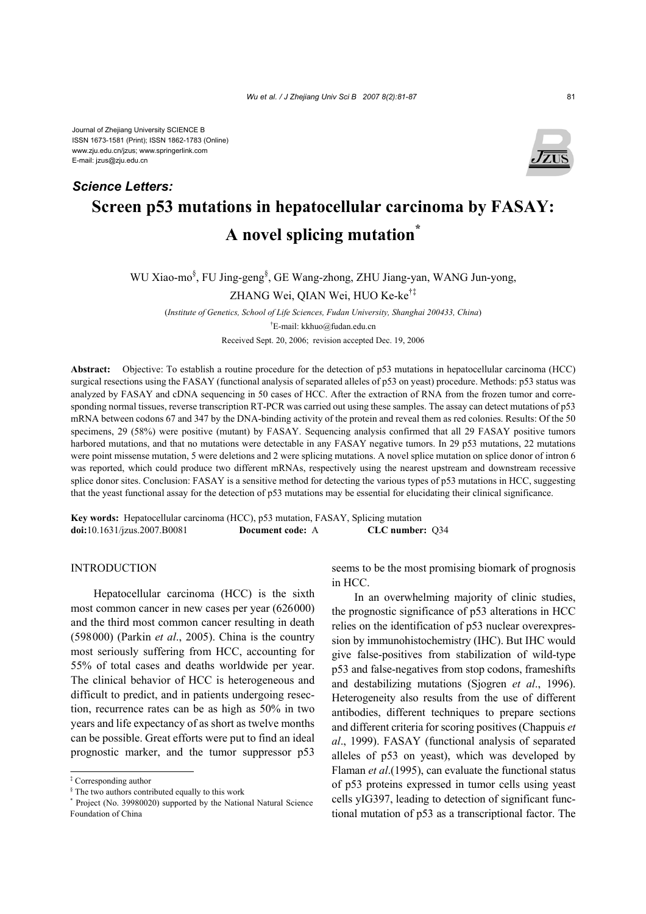Journal of Zhejiang University SCIENCE B
ISSN 1673-1581 (Print); ISSN 1862-1783 (Online)
www.zju.edu.cn/jzus; www.springerlink.com
E-mail: jzus@zju.edu.cn

***Science Letters:***

# Screen p53 mutations in hepatocellular carcinoma by FASAY: A novel splicing mutation*

WU Xiao-mo§, FU Jing-geng§, GE Wang-zhong, ZHU Jiang-yan, WANG Jun-yong, ZHANG Wei, QIAN Wei, HUO Ke-ke†‡

(*Institute of Genetics, School of Life Sciences, Fudan University, Shanghai 200433, China*)

†E-mail: kkhuo@fudan.edu.cn

Received Sept. 20, 2006; revision accepted Dec. 19, 2006

**Abstract:** Objective: To establish a routine procedure for the detection of p53 mutations in hepatocellular carcinoma (HCC) surgical resections using the FASAY (functional analysis of separated alleles of p53 on yeast) procedure. Methods: p53 status was analyzed by FASAY and cDNA sequencing in 50 cases of HCC. After the extraction of RNA from the frozen tumor and corresponding normal tissues, reverse transcription RT-PCR was carried out using these samples. The assay can detect mutations of p53 mRNA between codons 67 and 347 by the DNA-binding activity of the protein and reveal them as red colonies. Results: Of the 50 specimens, 29 (58%) were positive (mutant) by FASAY. Sequencing analysis confirmed that all 29 FASAY positive tumors harbored mutations, and that no mutations were detectable in any FASAY negative tumors. In 29 p53 mutations, 22 mutations were point missense mutation, 5 were deletions and 2 were splicing mutations. A novel splice mutation on splice donor of intron 6 was reported, which could produce two different mRNAs, respectively using the nearest upstream and downstream recessive splice donor sites. Conclusion: FASAY is a sensitive method for detecting the various types of p53 mutations in HCC, suggesting that the yeast functional assay for the detection of p53 mutations may be essential for elucidating their clinical significance.

**Key words:** Hepatocellular carcinoma (HCC), p53 mutation, FASAY, Splicing mutation
**doi:**10.1631/jzus.2007.B0081 **Document code:** A **CLC number:** Q34

## INTRODUCTION

Hepatocellular carcinoma (HCC) is the sixth most common cancer in new cases per year (626000) and the third most common cancer resulting in death (598000) (Parkin *et al*., 2005). China is the country most seriously suffering from HCC, accounting for 55% of total cases and deaths worldwide per year. The clinical behavior of HCC is heterogeneous and difficult to predict, and in patients undergoing resection, recurrence rates can be as high as 50% in two years and life expectancy of as short as twelve months can be possible. Great efforts were put to find an ideal prognostic marker, and the tumor suppressor p53 seems to be the most promising biomark of prognosis in HCC.

In an overwhelming majority of clinic studies, the prognostic significance of p53 alterations in HCC relies on the identification of p53 nuclear overexpression by immunohistochemistry (IHC). But IHC would give false-positives from stabilization of wild-type p53 and false-negatives from stop codons, frameshifts and destabilizing mutations (Sjogren *et al*., 1996). Heterogeneity also results from the use of different antibodies, different techniques to prepare sections and different criteria for scoring positives (Chappuis *et al*., 1999). FASAY (functional analysis of separated alleles of p53 on yeast), which was developed by Flaman *et al*.(1995), can evaluate the functional status of p53 proteins expressed in tumor cells using yeast cells yIG397, leading to detection of significant functional mutation of p53 as a transcriptional factor. The

‡ Corresponding author
§ The two authors contributed equally to this work
\* Project (No. 39980020) supported by the National Natural Science Foundation of China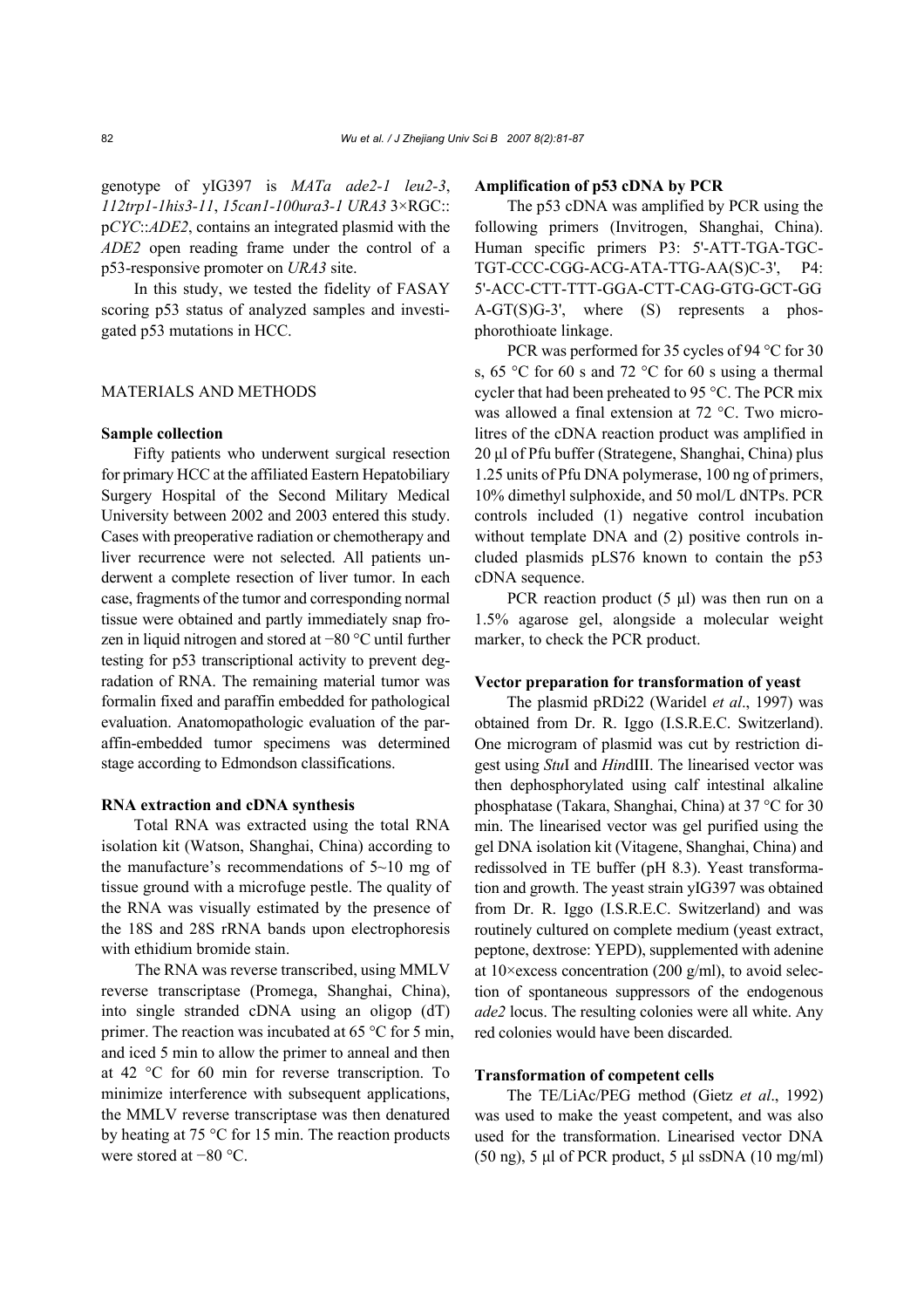genotype of yIG397 is *MATa ade2-1 leu2-3*, *112trp1-1his3-11*, *15can1-100ura3-1 URA3* 3×RGC:: p*CYC*::*ADE2*, contains an integrated plasmid with the *ADE2* open reading frame under the control of a p53-responsive promoter on *URA3* site.

In this study, we tested the fidelity of FASAY scoring p53 status of analyzed samples and investigated p53 mutations in HCC.

## MATERIALS AND METHODS

### Sample collection

Fifty patients who underwent surgical resection for primary HCC at the affiliated Eastern Hepatobiliary Surgery Hospital of the Second Military Medical University between 2002 and 2003 entered this study. Cases with preoperative radiation or chemotherapy and liver recurrence were not selected. All patients underwent a complete resection of liver tumor. In each case, fragments of the tumor and corresponding normal tissue were obtained and partly immediately snap frozen in liquid nitrogen and stored at −80 °C until further testing for p53 transcriptional activity to prevent degradation of RNA. The remaining material tumor was formalin fixed and paraffin embedded for pathological evaluation. Anatomopathologic evaluation of the paraffin-embedded tumor specimens was determined stage according to Edmondson classifications.

### RNA extraction and cDNA synthesis

Total RNA was extracted using the total RNA isolation kit (Watson, Shanghai, China) according to the manufacture's recommendations of 5~10 mg of tissue ground with a microfuge pestle. The quality of the RNA was visually estimated by the presence of the 18S and 28S rRNA bands upon electrophoresis with ethidium bromide stain.

The RNA was reverse transcribed, using MMLV reverse transcriptase (Promega, Shanghai, China), into single stranded cDNA using an oligop (dT) primer. The reaction was incubated at 65 °C for 5 min, and iced 5 min to allow the primer to anneal and then at 42 °C for 60 min for reverse transcription. To minimize interference with subsequent applications, the MMLV reverse transcriptase was then denatured by heating at 75 °C for 15 min. The reaction products were stored at −80 °C.

### Amplification of p53 cDNA by PCR

The p53 cDNA was amplified by PCR using the following primers (Invitrogen, Shanghai, China). Human specific primers P3: 5'-ATT-TGA-TGC-TGT-CCC-CGG-ACG-ATA-TTG-AA(S)C-3', P4: 5'-ACC-CTT-TTT-GGA-CTT-CAG-GTG-GCT-GG A-GT(S)G-3', where (S) represents a phosphorothioate linkage.

PCR was performed for 35 cycles of 94 °C for 30 s, 65 °C for 60 s and 72 °C for 60 s using a thermal cycler that had been preheated to 95 °C. The PCR mix was allowed a final extension at 72 °C. Two microlitres of the cDNA reaction product was amplified in 20 μl of Pfu buffer (Strategene, Shanghai, China) plus 1.25 units of Pfu DNA polymerase, 100 ng of primers, 10% dimethyl sulphoxide, and 50 mol/L dNTPs. PCR controls included (1) negative control incubation without template DNA and (2) positive controls included plasmids pLS76 known to contain the p53 cDNA sequence.

PCR reaction product (5 μl) was then run on a 1.5% agarose gel, alongside a molecular weight marker, to check the PCR product.

### Vector preparation for transformation of yeast

The plasmid pRDi22 (Waridel *et al*., 1997) was obtained from Dr. R. Iggo (I.S.R.E.C. Switzerland). One microgram of plasmid was cut by restriction digest using *Stu*I and *Hin*dIII. The linearised vector was then dephosphorylated using calf intestinal alkaline phosphatase (Takara, Shanghai, China) at 37 °C for 30 min. The linearised vector was gel purified using the gel DNA isolation kit (Vitagene, Shanghai, China) and redissolved in TE buffer (pH 8.3). Yeast transformation and growth. The yeast strain yIG397 was obtained from Dr. R. Iggo (I.S.R.E.C. Switzerland) and was routinely cultured on complete medium (yeast extract, peptone, dextrose: YEPD), supplemented with adenine at 10×excess concentration (200 g/ml), to avoid selection of spontaneous suppressors of the endogenous *ade2* locus. The resulting colonies were all white. Any red colonies would have been discarded.

### Transformation of competent cells

The TE/LiAc/PEG method (Gietz *et al*., 1992) was used to make the yeast competent, and was also used for the transformation. Linearised vector DNA (50 ng), 5 μl of PCR product, 5 μl ssDNA (10 mg/ml)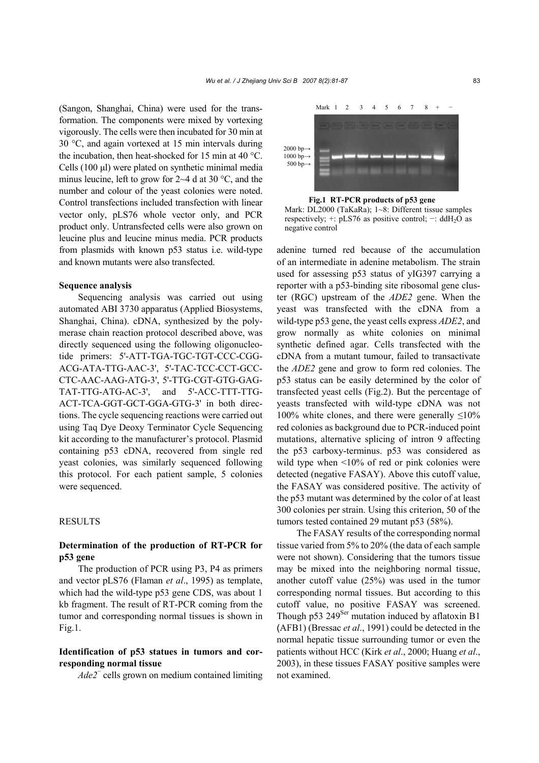(Sangon, Shanghai, China) were used for the transformation. The components were mixed by vortexing vigorously. The cells were then incubated for 30 min at 30 °C, and again vortexed at 15 min intervals during the incubation, then heat-shocked for 15 min at 40 °C. Cells (100 μl) were plated on synthetic minimal media minus leucine, left to grow for 2~4 d at 30 °C, and the number and colour of the yeast colonies were noted. Control transfections included transfection with linear vector only, pLS76 whole vector only, and PCR product only. Untransfected cells were also grown on leucine plus and leucine minus media. PCR products from plasmids with known p53 status i.e. wild-type and known mutants were also transfected.

**Sequence analysis**

Sequencing analysis was carried out using automated ABI 3730 apparatus (Applied Biosystems, Shanghai, China). cDNA, synthesized by the polymerase chain reaction protocol described above, was directly sequenced using the following oligonucleotide primers: 5'-ATT-TGA-TGC-TGT-CCC-CGG-ACG-ATA-TTG-AAC-3', 5'-TAC-TCC-CCT-GCC-CTC-AAC-AAG-ATG-3', 5'-TTG-CGT-GTG-GAG-TAT-TTG-ATG-AC-3', and 5'-ACC-TTT-TTG-ACT-TCA-GGT-GCT-GGA-GTG-3' in both directions. The cycle sequencing reactions were carried out using Taq Dye Deoxy Terminator Cycle Sequencing kit according to the manufacturer's protocol. Plasmid containing p53 cDNA, recovered from single red yeast colonies, was similarly sequenced following this protocol. For each patient sample, 5 colonies were sequenced.

## RESULTS

**Determination of the production of RT-PCR for p53 gene**

The production of PCR using P3, P4 as primers and vector pLS76 (Flaman *et al*., 1995) as template, which had the wild-type p53 gene CDS, was about 1 kb fragment. The result of RT-PCR coming from the tumor and corresponding normal tissues is shown in Fig.1.

**Identification of p53 statues in tumors and corresponding normal tissue**

*Ade2*$^{-}$ cells grown on medium contained limiting adenine turned red because of the accumulation of an intermediate in adenine metabolism. The strain used for assessing p53 status of yIG397 carrying a reporter with a p53-binding site ribosomal gene cluster (RGC) upstream of the *ADE2* gene. When the yeast was transfected with the cDNA from a wild-type p53 gene, the yeast cells express *ADE2*, and grow normally as white colonies on minimal synthetic defined agar. Cells transfected with the cDNA from a mutant tumour, failed to transactivate the *ADE2* gene and grow to form red colonies. The p53 status can be easily determined by the color of transfected yeast cells (Fig.2). But the percentage of yeasts transfected with wild-type cDNA was not 100% white clones, and there were generally ≤10% red colonies as background due to PCR-induced point mutations, alternative splicing of intron 9 affecting the p53 carboxy-terminus. p53 was considered as wild type when <10% of red or pink colonies were detected (negative FASAY). Above this cutoff value, the FASAY was considered positive. The activity of the p53 mutant was determined by the color of at least 300 colonies per strain. Using this criterion, 50 of the tumors tested contained 29 mutant p53 (58%).

The FASAY results of the corresponding normal tissue varied from 5% to 20% (the data of each sample were not shown). Considering that the tumors tissue may be mixed into the neighboring normal tissue, another cutoff value (25%) was used in the tumor corresponding normal tissues. But according to this cutoff value, no positive FASAY was screened. Though p53 249$^{Ser}$ mutation induced by aflatoxin B1 (AFB1) (Bressac *et al*., 1991) could be detected in the normal hepatic tissue surrounding tumor or even the patients without HCC (Kirk *et al*., 2000; Huang *et al*., 2003), in these tissues FASAY positive samples were not examined.

**Fig.1 RT-PCR products of p53 gene**
Mark: DL2000 (TaKaRa); 1~8: Different tissue samples respectively; +: pLS76 as positive control; −: ddH$_2$O as negative control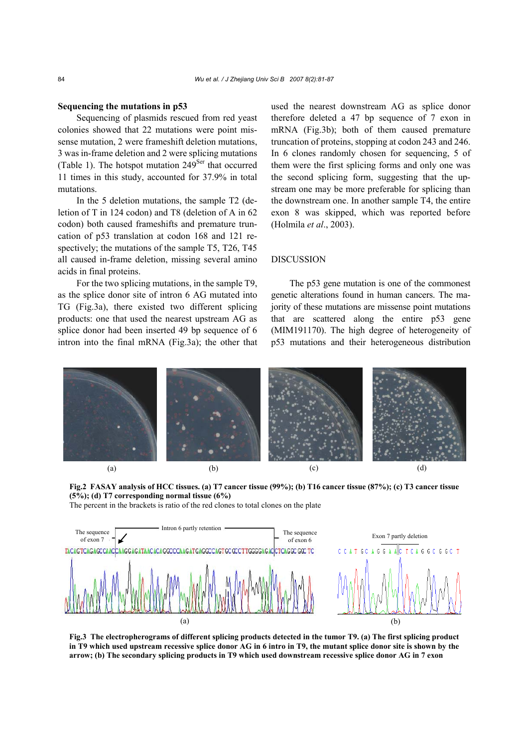### Sequencing the mutations in p53

Sequencing of plasmids rescued from red yeast colonies showed that 22 mutations were point missense mutation, 2 were frameshift deletion mutations, 3 was in-frame deletion and 2 were splicing mutations (Table 1). The hotspot mutation $249^{Ser}$ that occurred 11 times in this study, accounted for 37.9% in total mutations.

In the 5 deletion mutations, the sample T2 (deletion of T in 124 codon) and T8 (deletion of A in 62 codon) both caused frameshifts and premature truncation of p53 translation at codon 168 and 121 respectively; the mutations of the sample T5, T26, T45 all caused in-frame deletion, missing several amino acids in final proteins.

For the two splicing mutations, in the sample T9, as the splice donor site of intron 6 AG mutated into TG (Fig.3a), there existed two different splicing products: one that used the nearest upstream AG as splice donor had been inserted 49 bp sequence of 6 intron into the final mRNA (Fig.3a); the other that used the nearest downstream AG as splice donor therefore deleted a 47 bp sequence of 7 exon in mRNA (Fig.3b); both of them caused premature truncation of proteins, stopping at codon 243 and 246. In 6 clones randomly chosen for sequencing, 5 of them were the first splicing forms and only one was the second splicing form, suggesting that the upstream one may be more preferable for splicing than the downstream one. In another sample T4, the entire exon 8 was skipped, which was reported before (Holmila *et al*., 2003).

## DISCUSSION

The p53 gene mutation is one of the commonest genetic alterations found in human cancers. The majority of these mutations are missense point mutations that are scattered along the entire p53 gene (MIM191170). The high degree of heterogeneity of p53 mutations and their heterogeneous distribution

**Fig.2 FASAY analysis of HCC tissues. (a) T7 cancer tissue (99%); (b) T16 cancer tissue (87%); (c) T3 cancer tissue (5%); (d) T7 corresponding normal tissue (6%)**

The percent in the brackets is ratio of the red clones to total clones on the plate

**Fig.3 The electropherograms of different splicing products detected in the tumor T9. (a) The first splicing product in T9 which used upstream recessive splice donor AG in 6 intro in T9, the mutant splice donor site is shown by the arrow; (b) The secondary splicing products in T9 which used downstream recessive splice donor AG in 7 exon**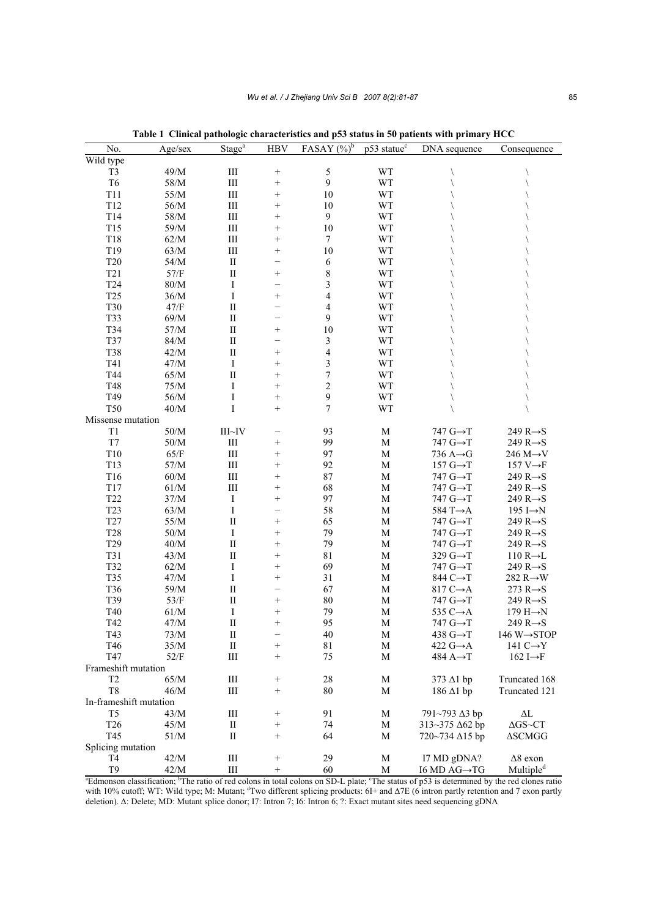**Table 1 Clinical pathologic characteristics and p53 status in 50 patients with primary HCC**

| No. | Age/sex | Stage[a] | HBV | FASAY (%)[b] | p53 statue[c] | DNA sequence | Consequence |
|---|---|---|---|---|---|---|---|
| Wild type | | | | | | | |
| T3 | 49/M | III | + | 5 | WT | \ | \ |
| T6 | 58/M | III | + | 9 | WT | \ | \ |
| T11 | 55/M | III | + | 10 | WT | \ | \ |
| T12 | 56/M | III | + | 10 | WT | \ | \ |
| T14 | 58/M | III | + | 9 | WT | \ | \ |
| T15 | 59/M | III | + | 10 | WT | \ | \ |
| T18 | 62/M | III | + | 7 | WT | \ | \ |
| T19 | 63/M | III | + | 10 | WT | \ | \ |
| T20 | 54/M | II | − | 6 | WT | \ | \ |
| T21 | 57/F | II | + | 8 | WT | \ | \ |
| T24 | 80/M | I | − | 3 | WT | \ | \ |
| T25 | 36/M | I | + | 4 | WT | \ | \ |
| T30 | 47/F | II | − | 4 | WT | \ | \ |
| T33 | 69/M | II | − | 9 | WT | \ | \ |
| T34 | 57/M | II | + | 10 | WT | \ | \ |
| T37 | 84/M | II | − | 3 | WT | \ | \ |
| T38 | 42/M | II | + | 4 | WT | \ | \ |
| T41 | 47/M | I | + | 3 | WT | \ | \ |
| T44 | 65/M | II | + | 7 | WT | \ | \ |
| T48 | 75/M | I | + | 2 | WT | \ | \ |
| T49 | 56/M | I | + | 9 | WT | \ | \ |
| T50 | 40/M | I | + | 7 | WT | \ | \ |
| Missense mutation | | | | | | | |
| T1 | 50/M | III~IV | − | 93 | M | 747 G→T | 249 R→S |
| T7 | 50/M | III | + | 99 | M | 747 G→T | 249 R→S |
| T10 | 65/F | III | + | 97 | M | 736 A→G | 246 M→V |
| T13 | 57/M | III | + | 92 | M | 157 G→T | 157 V→F |
| T16 | 60/M | III | + | 87 | M | 747 G→T | 249 R→S |
| T17 | 61/M | III | + | 68 | M | 747 G→T | 249 R→S |
| T22 | 37/M | I | + | 97 | M | 747 G→T | 249 R→S |
| T23 | 63/M | I | − | 58 | M | 584 T→A | 195 I→N |
| T27 | 55/M | II | + | 65 | M | 747 G→T | 249 R→S |
| T28 | 50/M | I | + | 79 | M | 747 G→T | 249 R→S |
| T29 | 40/M | II | + | 79 | M | 747 G→T | 249 R→S |
| T31 | 43/M | II | + | 81 | M | 329 G→T | 110 R→L |
| T32 | 62/M | I | + | 69 | M | 747 G→T | 249 R→S |
| T35 | 47/M | I | + | 31 | M | 844 C→T | 282 R→W |
| T36 | 59/M | II | − | 67 | M | 817 C→A | 273 R→S |
| T39 | 53/F | II | + | 80 | M | 747 G→T | 249 R→S |
| T40 | 61/M | I | + | 79 | M | 535 C→A | 179 H→N |
| T42 | 47/M | II | + | 95 | M | 747 G→T | 249 R→S |
| T43 | 73/M | II | − | 40 | M | 438 G→T | 146 W→STOP |
| T46 | 35/M | II | + | 81 | M | 422 G→A | 141 C→Y |
| T47 | 52/F | III | + | 75 | M | 484 A→T | 162 I→F |
| Frameshift mutation | | | | | | | |
| T2 | 65/M | III | + | 28 | M | 373 Δ1 bp | Truncated 168 |
| T8 | 46/M | III | + | 80 | M | 186 Δ1 bp | Truncated 121 |
| In-frameshift mutation | | | | | | | |
| T5 | 43/M | III | + | 91 | M | 791~793 Δ3 bp | ΔL |
| T26 | 45/M | II | + | 74 | M | 313~375 Δ62 bp | ΔGS~CT |
| T45 | 51/M | II | + | 64 | M | 720~734 Δ15 bp | ΔSCMGG |
| Splicing mutation | | | | | | | |
| T4 | 42/M | III | + | 29 | M | I7 MD gDNA? | Δ8 exon |
| T9 | 42/M | III | + | 60 | M | I6 MD AG→TG | Multiple[d] |

[a]Edmonson classification; [b]The ratio of red colons in total colons on SD-L plate; [c]The status of p53 is determined by the red clones ratio with 10% cutoff; WT: Wild type; M: Mutant; [d]Two different splicing products: 6I+ and Δ7E (6 intron partly retention and 7 exon partly deletion). Δ: Delete; MD: Mutant splice donor; I7: Intron 7; I6: Intron 6; ?: Exact mutant sites need sequencing gDNA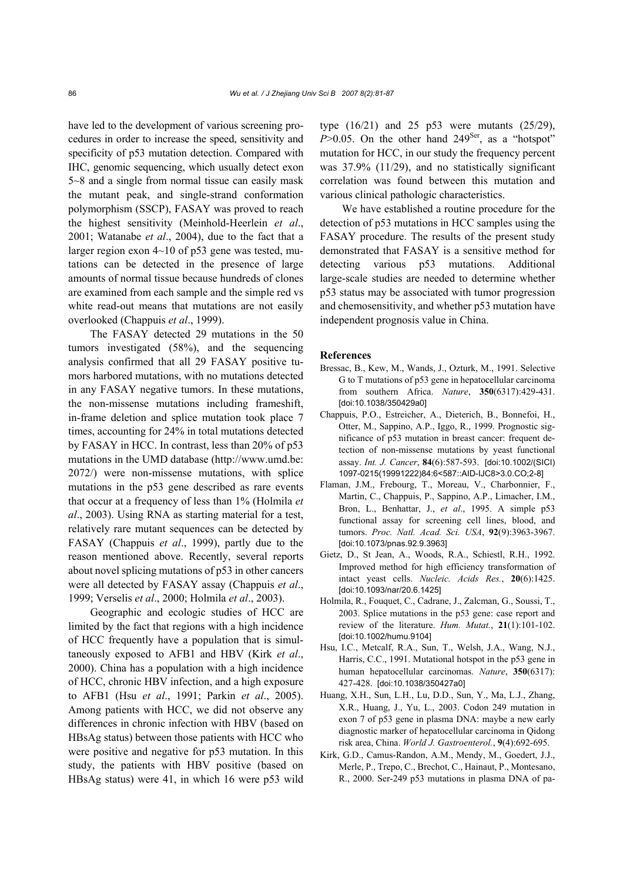have led to the development of various screening procedures in order to increase the speed, sensitivity and specificity of p53 mutation detection. Compared with IHC, genomic sequencing, which usually detect exon 5~8 and a single from normal tissue can easily mask the mutant peak, and single-strand conformation polymorphism (SSCP), FASAY was proved to reach the highest sensitivity (Meinhold-Heerlein *et al*., 2001; Watanabe *et al*., 2004), due to the fact that a larger region exon 4~10 of p53 gene was tested, mutations can be detected in the presence of large amounts of normal tissue because hundreds of clones are examined from each sample and the simple red vs white read-out means that mutations are not easily overlooked (Chappuis *et al*., 1999).

The FASAY detected 29 mutations in the 50 tumors investigated (58%), and the sequencing analysis confirmed that all 29 FASAY positive tumors harbored mutations, with no mutations detected in any FASAY negative tumors. In these mutations, the non-missense mutations including frameshift, in-frame deletion and splice mutation took place 7 times, accounting for 24% in total mutations detected by FASAY in HCC. In contrast, less than 20% of p53 mutations in the UMD database (http://www.umd.be:2072/) were non-missense mutations, with splice mutations in the p53 gene described as rare events that occur at a frequency of less than 1% (Holmila *et al*., 2003). Using RNA as starting material for a test, relatively rare mutant sequences can be detected by FASAY (Chappuis *et al*., 1999), partly due to the reason mentioned above. Recently, several reports about novel splicing mutations of p53 in other cancers were all detected by FASAY assay (Chappuis *et al*., 1999; Verselis *et al*., 2000; Holmila *et al*., 2003).

Geographic and ecologic studies of HCC are limited by the fact that regions with a high incidence of HCC frequently have a population that is simultaneously exposed to AFB1 and HBV (Kirk *et al*., 2000). China has a population with a high incidence of HCC, chronic HBV infection, and a high exposure to AFB1 (Hsu *et al*., 1991; Parkin *et al*., 2005). Among patients with HCC, we did not observe any differences in chronic infection with HBV (based on HBsAg status) between those patients with HCC who were positive and negative for p53 mutation. In this study, the patients with HBV positive (based on HBsAg status) were 41, in which 16 were p53 wild type (16/21) and 25 p53 were mutants (25/29), $P$>0.05. On the other hand $249^{Ser}$, as a "hotspot" mutation for HCC, in our study the frequency percent was 37.9% (11/29), and no statistically significant correlation was found between this mutation and various clinical pathologic characteristics.

We have established a routine procedure for the detection of p53 mutations in HCC samples using the FASAY procedure. The results of the present study demonstrated that FASAY is a sensitive method for detecting various p53 mutations. Additional large-scale studies are needed to determine whether p53 status may be associated with tumor progression and chemosensitivity, and whether p53 mutation have independent prognosis value in China.

## References

Bressac, B., Kew, M., Wands, J., Ozturk, M., 1991. Selective G to T mutations of p53 gene in hepatocellular carcinoma from southern Africa. *Nature*, **350**(6317):429-431. [doi:10.1038/350429a0]

Chappuis, P.O., Estreicher, A., Dieterich, B., Bonnefoi, H., Otter, M., Sappino, A.P., Iggo, R., 1999. Prognostic significance of p53 mutation in breast cancer: frequent detection of non-missense mutations by yeast functional assay. *Int. J. Cancer*, **84**(6):587-593. [doi:10.1002/(SICI)1097-0215(19991222)84:6<587::AID-IJC8>3.0.CO;2-8]

Flaman, J.M., Frebourg, T., Moreau, V., Charbonnier, F., Martin, C., Chappuis, P., Sappino, A.P., Limacher, I.M., Bron, L., Benhattar, J., *et al*., 1995. A simple p53 functional assay for screening cell lines, blood, and tumors. *Proc. Natl. Acad. Sci. USA*, **92**(9):3963-3967. [doi:10.1073/pnas.92.9.3963]

Gietz, D., St Jean, A., Woods, R.A., Schiestl, R.H., 1992. Improved method for high efficiency transformation of intact yeast cells. *Nucleic. Acids Res.*, **20**(6):1425. [doi:10.1093/nar/20.6.1425]

Holmila, R., Fouquet, C., Cadrane, J., Zalcman, G., Soussi, T., 2003. Splice mutations in the p53 gene: case report and review of the literature. *Hum. Mutat.*, **21**(1):101-102. [doi:10.1002/humu.9104]

Hsu, I.C., Metcalf, R.A., Sun, T., Welsh, J.A., Wang, N.J., Harris, C.C., 1991. Mutational hotspot in the p53 gene in human hepatocellular carcinomas. *Nature*, **350**(6317):427-428. [doi:10.1038/350427a0]

Huang, X.H., Sun, L.H., Lu, D.D., Sun, Y., Ma, L.J., Zhang, X.R., Huang, J., Yu, L., 2003. Codon 249 mutation in exon 7 of p53 gene in plasma DNA: maybe a new early diagnostic marker of hepatocellular carcinoma in Qidong risk area, China. *World J. Gastroenterol.*, **9**(4):692-695.

Kirk, G.D., Camus-Randon, A.M., Mendy, M., Goedert, J.J., Merle, P., Trepo, C., Brechot, C., Hainaut, P., Montesano, R., 2000. Ser-249 p53 mutations in plasma DNA of pa-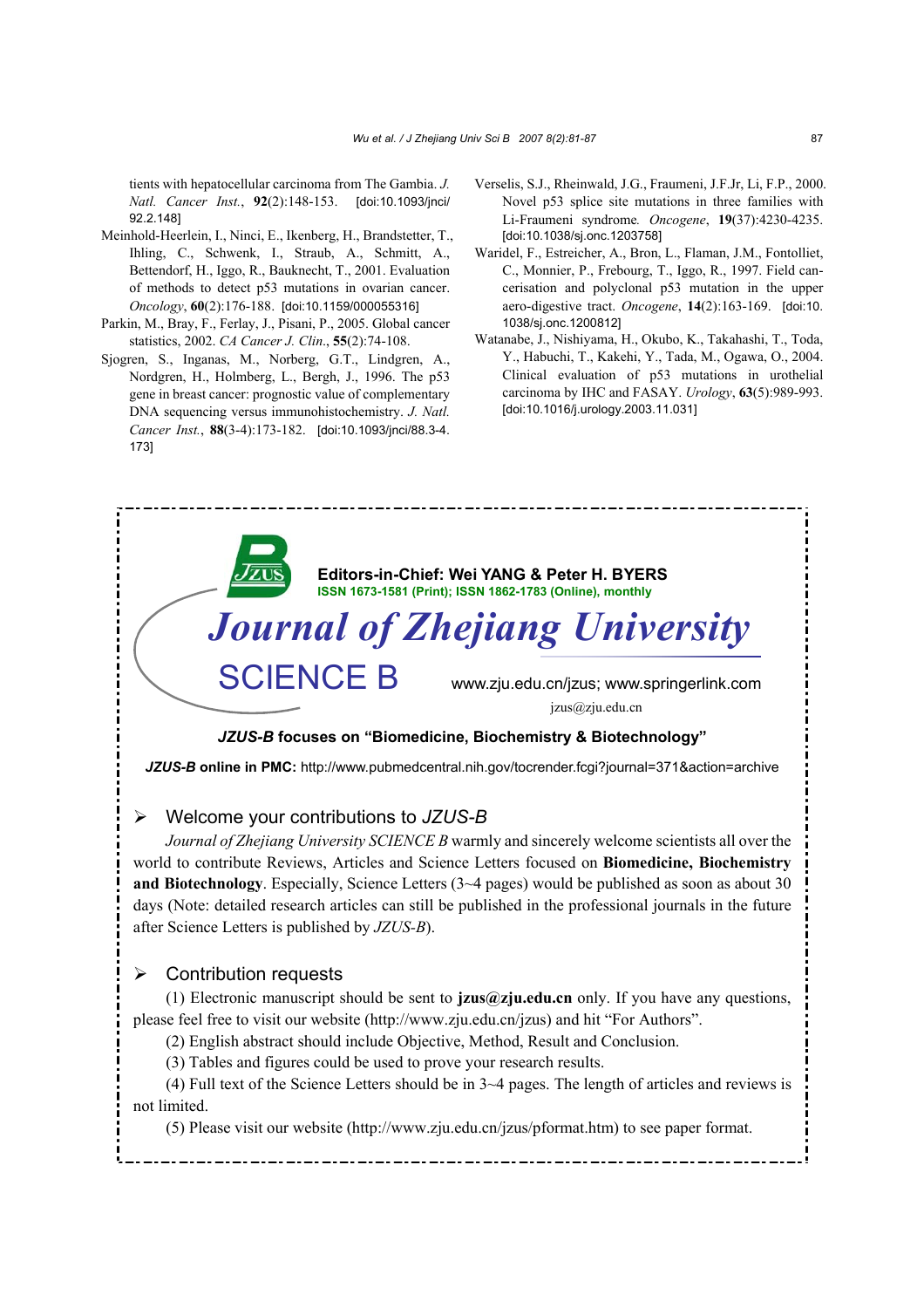tients with hepatocellular carcinoma from The Gambia. *J. Natl. Cancer Inst.*, **92**(2):148-153. [doi:10.1093/jnci/92.2.148]

Meinhold-Heerlein, I., Ninci, E., Ikenberg, H., Brandstetter, T., Ihling, C., Schwenk, I., Straub, A., Schmitt, A., Bettendorf, H., Iggo, R., Bauknecht, T., 2001. Evaluation of methods to detect p53 mutations in ovarian cancer. *Oncology*, **60**(2):176-188. [doi:10.1159/000055316]

Parkin, M., Bray, F., Ferlay, J., Pisani, P., 2005. Global cancer statistics, 2002. *CA Cancer J. Clin.*, **55**(2):74-108.

Sjogren, S., Inganas, M., Norberg, G.T., Lindgren, A., Nordgren, H., Holmberg, L., Bergh, J., 1996. The p53 gene in breast cancer: prognostic value of complementary DNA sequencing versus immunohistochemistry. *J. Natl. Cancer Inst.*, **88**(3-4):173-182. [doi:10.1093/jnci/88.3-4.173]

Verselis, S.J., Rheinwald, J.G., Fraumeni, J.F.Jr, Li, F.P., 2000. Novel p53 splice site mutations in three families with Li-Fraumeni syndrome. *Oncogene*, **19**(37):4230-4235. [doi:10.1038/sj.onc.1203758]

Waridel, F., Estreicher, A., Bron, L., Flaman, J.M., Fontolliet, C., Monnier, P., Frebourg, T., Iggo, R., 1997. Field cancerisation and polyclonal p53 mutation in the upper aero-digestive tract. *Oncogene*, **14**(2):163-169. [doi:10.1038/sj.onc.1200812]

Watanabe, J., Nishiyama, H., Okubo, K., Takahashi, T., Toda, Y., Habuchi, T., Kakehi, Y., Tada, M., Ogawa, O., 2004. Clinical evaluation of p53 mutations in urothelial carcinoma by IHC and FASAY. *Urology*, **63**(5):989-993. [doi:10.1016/j.urology.2003.11.031]

---

**Editors-in-Chief: Wei YANG & Peter H. BYERS**

ISSN 1673-1581 (Print); ISSN 1862-1783 (Online), monthly

# *Journal of Zhejiang University* SCIENCE B

www.zju.edu.cn/jzus; www.springerlink.com

jzus@zju.edu.cn

***JZUS-B*** **focuses on "Biomedicine, Biochemistry & Biotechnology"**

***JZUS-B*** **online in PMC:** http://www.pubmedcentral.nih.gov/tocrender.fcgi?journal=371&action=archive

## Welcome your contributions to *JZUS-B*

*Journal of Zhejiang University SCIENCE B* warmly and sincerely welcome scientists all over the world to contribute Reviews, Articles and Science Letters focused on **Biomedicine, Biochemistry and Biotechnology**. Especially, Science Letters (3~4 pages) would be published as soon as about 30 days (Note: detailed research articles can still be published in the professional journals in the future after Science Letters is published by *JZUS-B*).

## Contribution requests

(1) Electronic manuscript should be sent to **jzus@zju.edu.cn** only. If you have any questions, please feel free to visit our website (http://www.zju.edu.cn/jzus) and hit "For Authors".

(2) English abstract should include Objective, Method, Result and Conclusion.

(3) Tables and figures could be used to prove your research results.

(4) Full text of the Science Letters should be in 3~4 pages. The length of articles and reviews is not limited.

(5) Please visit our website (http://www.zju.edu.cn/jzus/pformat.htm) to see paper format.